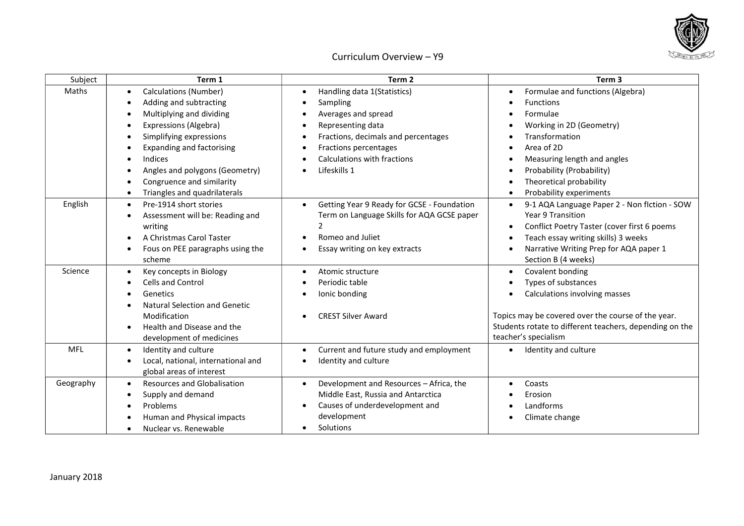# Curriculum Overview – Y9

| Subject | Term 1 | Term 2 | Term 3 |
|---|---|---|---|
| Maths | • Calculations (Number)<br>• Adding and subtracting<br>• Multiplying and dividing<br>• Expressions (Algebra)<br>• Simplifying expressions<br>• Expanding and factorising<br>• Indices<br>• Angles and polygons (Geometry)<br>• Congruence and similarity<br>• Triangles and quadrilaterals | • Handling data 1(Statistics)<br>• Sampling<br>• Averages and spread<br>• Representing data<br>• Fractions, decimals and percentages<br>• Fractions percentages<br>• Calculations with fractions<br>• Lifeskills 1 | • Formulae and functions (Algebra)<br>• Functions<br>• Formulae<br>• Working in 2D (Geometry)<br>• Transformation<br>• Area of 2D<br>• Measuring length and angles<br>• Probability (Probability)<br>• Theoretical probability<br>• Probability experiments |
| English | • Pre-1914 short stories<br>• Assessment will be: Reading and writing<br>• A Christmas Carol Taster<br>• Fous on PEE paragraphs using the scheme | • Getting Year 9 Ready for GCSE - Foundation Term on Language Skills for AQA GCSE paper 2<br>• Romeo and Juliet<br>• Essay writing on key extracts | • 9-1 AQA Language Paper 2 - Non fIction - SOW Year 9 Transition<br>• Conflict Poetry Taster (cover first 6 poems<br>• Teach essay writing skills) 3 weeks<br>• Narrative Writing Prep for AQA paper 1 Section B (4 weeks) |
| Science | • Key concepts in Biology<br>• Cells and Control<br>• Genetics<br>• Natural Selection and Genetic Modification<br>• Health and Disease and the development of medicines | • Atomic structure<br>• Periodic table<br>• Ionic bonding<br><br>• CREST Silver Award | • Covalent bonding<br>• Types of substances<br>• Calculations involving masses<br><br>Topics may be covered over the course of the year. Students rotate to different teachers, depending on the teacher's specialism |
| MFL | • Identity and culture<br>• Local, national, international and global areas of interest | • Current and future study and employment<br>• Identity and culture | • Identity and culture |
| Geography | • Resources and Globalisation<br>• Supply and demand<br>• Problems<br>• Human and Physical impacts<br>• Nuclear vs. Renewable | • Development and Resources – Africa, the Middle East, Russia and Antarctica<br>• Causes of underdevelopment and development<br>• Solutions | • Coasts<br>• Erosion<br>• Landforms<br>• Climate change |

January 2018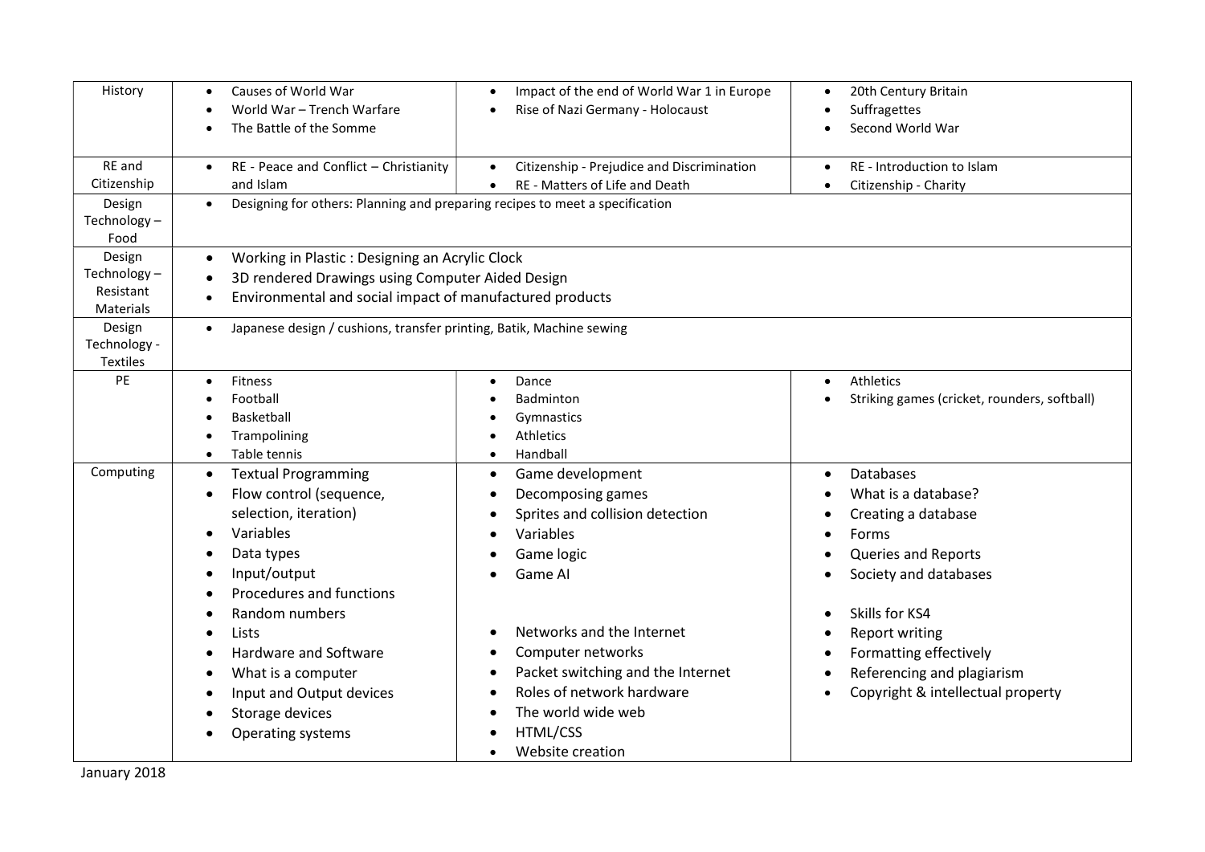| History | • Causes of World War<br>• World War – Trench Warfare<br>• The Battle of the Somme | • Impact of the end of World War 1 in Europe<br>• Rise of Nazi Germany - Holocaust | • 20th Century Britain<br>• Suffragettes<br>• Second World War |
|---|---|---|---|
| RE and Citizenship | • RE - Peace and Conflict – Christianity and Islam | • Citizenship - Prejudice and Discrimination<br>• RE - Matters of Life and Death | • RE - Introduction to Islam<br>• Citizenship - Charity |
| Design Technology – Food | • Designing for others: Planning and preparing recipes to meet a specification | | |
| Design Technology – Resistant Materials | • Working in Plastic : Designing an Acrylic Clock<br>• 3D rendered Drawings using Computer Aided Design<br>• Environmental and social impact of manufactured products | | |
| Design Technology - Textiles | • Japanese design / cushions, transfer printing, Batik, Machine sewing | | |
| PE | • Fitness<br>• Football<br>• Basketball<br>• Trampolining<br>• Table tennis | • Dance<br>• Badminton<br>• Gymnastics<br>• Athletics<br>• Handball | • Athletics<br>• Striking games (cricket, rounders, softball) |
| Computing | • Textual Programming<br>• Flow control (sequence, selection, iteration)<br>• Variables<br>• Data types<br>• Input/output<br>• Procedures and functions<br>• Random numbers<br>• Lists<br>• Hardware and Software<br>• What is a computer<br>• Input and Output devices<br>• Storage devices<br>• Operating systems | • Game development<br>• Decomposing games<br>• Sprites and collision detection<br>• Variables<br>• Game logic<br>• Game AI<br><br>• Networks and the Internet<br>• Computer networks<br>• Packet switching and the Internet<br>• Roles of network hardware<br>• The world wide web<br>• HTML/CSS<br>• Website creation | • Databases<br>• What is a database?<br>• Creating a database<br>• Forms<br>• Queries and Reports<br>• Society and databases<br><br>• Skills for KS4<br>• Report writing<br>• Formatting effectively<br>• Referencing and plagiarism<br>• Copyright & intellectual property |

January 2018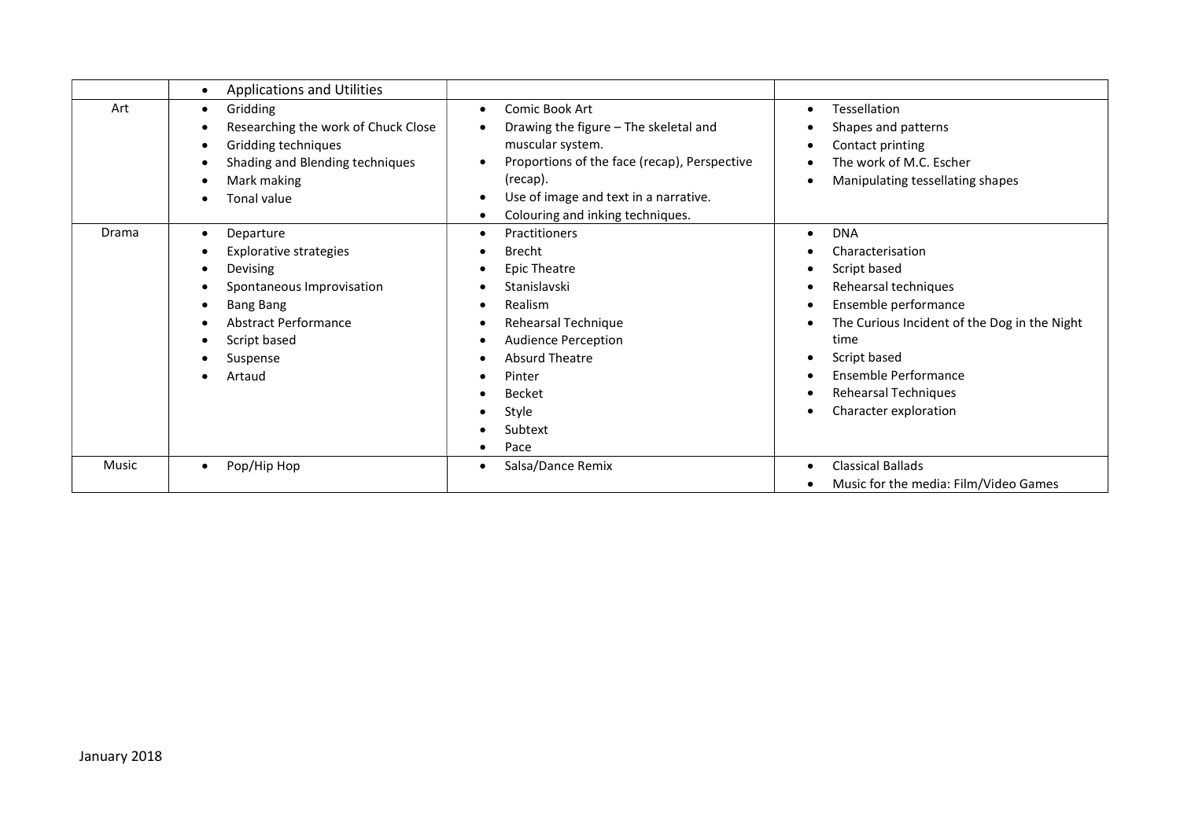| | | | |
|---|---|---|---|
| | • Applications and Utilities | | |
| Art | • Gridding<br>• Researching the work of Chuck Close<br>• Gridding techniques<br>• Shading and Blending techniques<br>• Mark making<br>• Tonal value | • Comic Book Art<br>• Drawing the figure – The skeletal and muscular system.<br>• Proportions of the face (recap), Perspective (recap).<br>• Use of image and text in a narrative.<br>• Colouring and inking techniques. | • Tessellation<br>• Shapes and patterns<br>• Contact printing<br>• The work of M.C. Escher<br>• Manipulating tessellating shapes |
| Drama | • Departure<br>• Explorative strategies<br>• Devising<br>• Spontaneous Improvisation<br>• Bang Bang<br>• Abstract Performance<br>• Script based<br>• Suspense<br>• Artaud | • Practitioners<br>• Brecht<br>• Epic Theatre<br>• Stanislavski<br>• Realism<br>• Rehearsal Technique<br>• Audience Perception<br>• Absurd Theatre<br>• Pinter<br>• Becket<br>• Style<br>• Subtext<br>• Pace | • DNA<br>• Characterisation<br>• Script based<br>• Rehearsal techniques<br>• Ensemble performance<br>• The Curious Incident of the Dog in the Night time<br>• Script based<br>• Ensemble Performance<br>• Rehearsal Techniques<br>• Character exploration |
| Music | • Pop/Hip Hop | • Salsa/Dance Remix | • Classical Ballads<br>• Music for the media: Film/Video Games |

January 2018